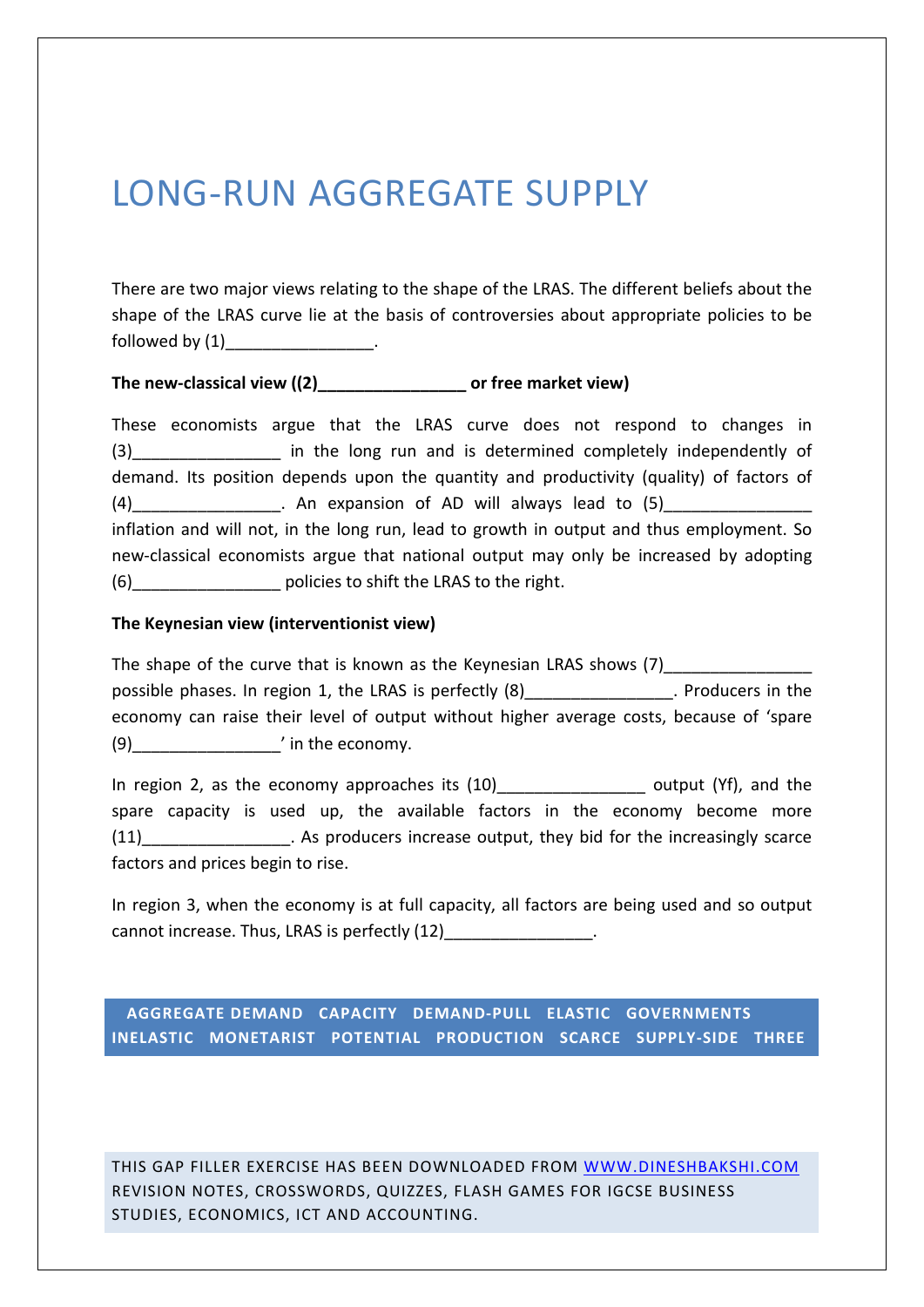# LONG-RUN AGGREGATE SUPPLY

There are two major views relating to the shape of the LRAS. The different beliefs about the shape of the LRAS curve lie at the basis of controversies about appropriate policies to be followed by (1)________________.

**The new-classical view ((2)________________ or free market view)**

These economists argue that the LRAS curve does not respond to changes in (3)________________ in the long run and is determined completely independently of demand. Its position depends upon the quantity and productivity (quality) of factors of (4)________________. An expansion of AD will always lead to (5)________________ inflation and will not, in the long run, lead to growth in output and thus employment. So new-classical economists argue that national output may only be increased by adopting (6)________________ policies to shift the LRAS to the right.

**The Keynesian view (interventionist view)**

The shape of the curve that is known as the Keynesian LRAS shows (7)________________ possible phases. In region 1, the LRAS is perfectly (8)________________. Producers in the economy can raise their level of output without higher average costs, because of 'spare (9)________________' in the economy.

In region 2, as the economy approaches its (10)________________ output (Yf), and the spare capacity is used up, the available factors in the economy become more (11)________________. As producers increase output, they bid for the increasingly scarce factors and prices begin to rise.

In region 3, when the economy is at full capacity, all factors are being used and so output cannot increase. Thus, LRAS is perfectly (12)________________.

**AGGREGATE DEMAND CAPACITY DEMAND-PULL ELASTIC GOVERNMENTS INELASTIC MONETARIST POTENTIAL PRODUCTION SCARCE SUPPLY-SIDE THREE**

THIS GAP FILLER EXERCISE HAS BEEN DOWNLOADED FROM WWW.DINESHBAKSHI.COM REVISION NOTES, CROSSWORDS, QUIZZES, FLASH GAMES FOR IGCSE BUSINESS STUDIES, ECONOMICS, ICT AND ACCOUNTING.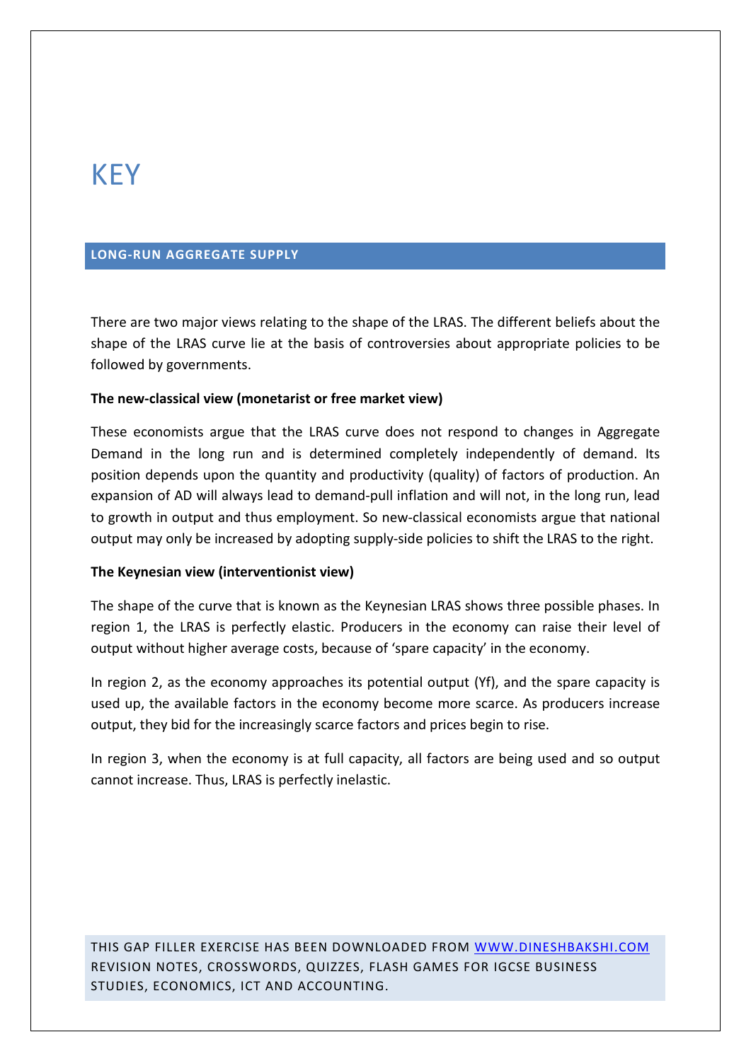# KEY

## LONG-RUN AGGREGATE SUPPLY

There are two major views relating to the shape of the LRAS. The different beliefs about the shape of the LRAS curve lie at the basis of controversies about appropriate policies to be followed by governments.

**The new-classical view (monetarist or free market view)**

These economists argue that the LRAS curve does not respond to changes in Aggregate Demand in the long run and is determined completely independently of demand. Its position depends upon the quantity and productivity (quality) of factors of production. An expansion of AD will always lead to demand-pull inflation and will not, in the long run, lead to growth in output and thus employment. So new-classical economists argue that national output may only be increased by adopting supply-side policies to shift the LRAS to the right.

**The Keynesian view (interventionist view)**

The shape of the curve that is known as the Keynesian LRAS shows three possible phases. In region 1, the LRAS is perfectly elastic. Producers in the economy can raise their level of output without higher average costs, because of 'spare capacity' in the economy.

In region 2, as the economy approaches its potential output (Yf), and the spare capacity is used up, the available factors in the economy become more scarce. As producers increase output, they bid for the increasingly scarce factors and prices begin to rise.

In region 3, when the economy is at full capacity, all factors are being used and so output cannot increase. Thus, LRAS is perfectly inelastic.

THIS GAP FILLER EXERCISE HAS BEEN DOWNLOADED FROM WWW.DINESHBAKSHI.COM REVISION NOTES, CROSSWORDS, QUIZZES, FLASH GAMES FOR IGCSE BUSINESS STUDIES, ECONOMICS, ICT AND ACCOUNTING.